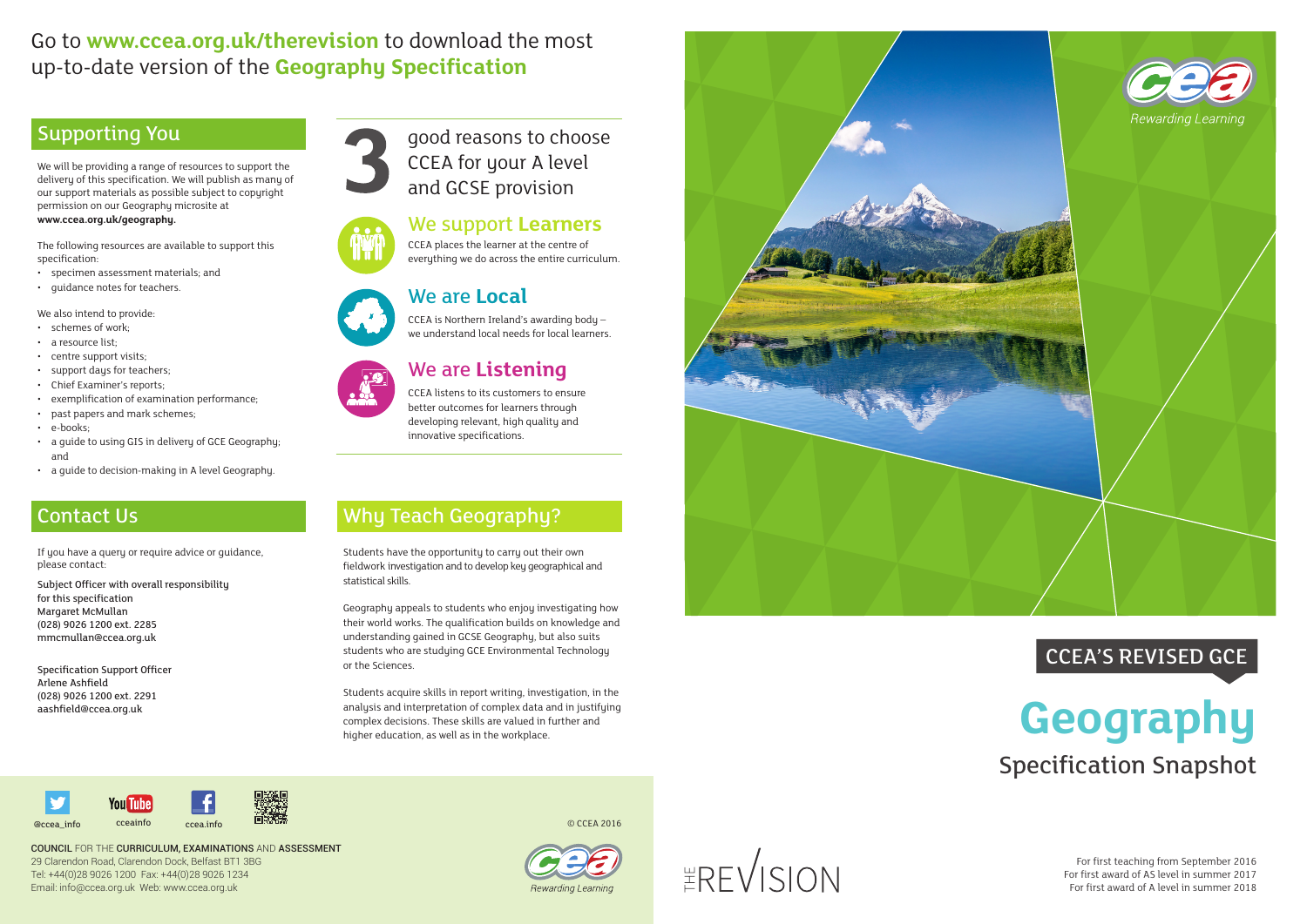Go to **www.ccea.org.uk/therevision** to download the most up-to-date version of the **Geography Specification**

## Supporting You

We will be providing a range of resources to support the delivery of this specification. We will publish as many of our support materials as possible subject to copyright permission on our Geography microsite at **www.ccea.org.uk/geography.**

The following resources are available to support this specification:

- specimen assessment materials; and
- guidance notes for teachers.

We also intend to provide:

- schemes of work;
- a resource list;
- centre support visits;
- support days for teachers;
- Chief Examiner's reports;
- exemplification of examination performance;
- past papers and mark schemes;
- e-books;
- a guide to using GIS in delivery of GCE Geography; and
- a guide to decision-making in A level Geography.

## Contact Us

If you have a query or require advice or guidance, please contact:

Subject Officer with overall responsibility for this specification
Margaret McMullan
(028) 9026 1200 ext. 2285
mmcmullan@ccea.org.uk

Specification Support Officer
Arlene Ashfield
(028) 9026 1200 ext. 2291
aashfield@ccea.org.uk

## 3 good reasons to choose CCEA for your A level and GCSE provision

### We support **Learners**

CCEA places the learner at the centre of everything we do across the entire curriculum.

### We are **Local**

CCEA is Northern Ireland's awarding body – we understand local needs for local learners.

### We are **Listening**

CCEA listens to its customers to ensure better outcomes for learners through developing relevant, high quality and innovative specifications.

## Why Teach Geography?

Students have the opportunity to carry out their own fieldwork investigation and to develop key geographical and statistical skills.

Geography appeals to students who enjoy investigating how their world works. The qualification builds on knowledge and understanding gained in GCSE Geography, but also suits students who are studying GCE Environmental Technology or the Sciences.

Students acquire skills in report writing, investigation, in the analysis and interpretation of complex data and in justifying complex decisions. These skills are valued in further and higher education, as well as in the workplace.

@ccea_info   ccceainfo   ccea.info

© CCEA 2016

COUNCIL FOR THE CURRICULUM, EXAMINATIONS AND ASSESSMENT
29 Clarendon Road, Clarendon Dock, Belfast BT1 3BG
Tel: +44(0)28 9026 1200 Fax: +44(0)28 9026 1234
Email: info@ccea.org.uk Web: www.ccea.org.uk

*Rewarding Learning*

THE REVISION

*Rewarding Learning*

CCEA'S REVISED GCE

# Geography

## Specification Snapshot

For first teaching from September 2016
For first award of AS level in summer 2017
For first award of A level in summer 2018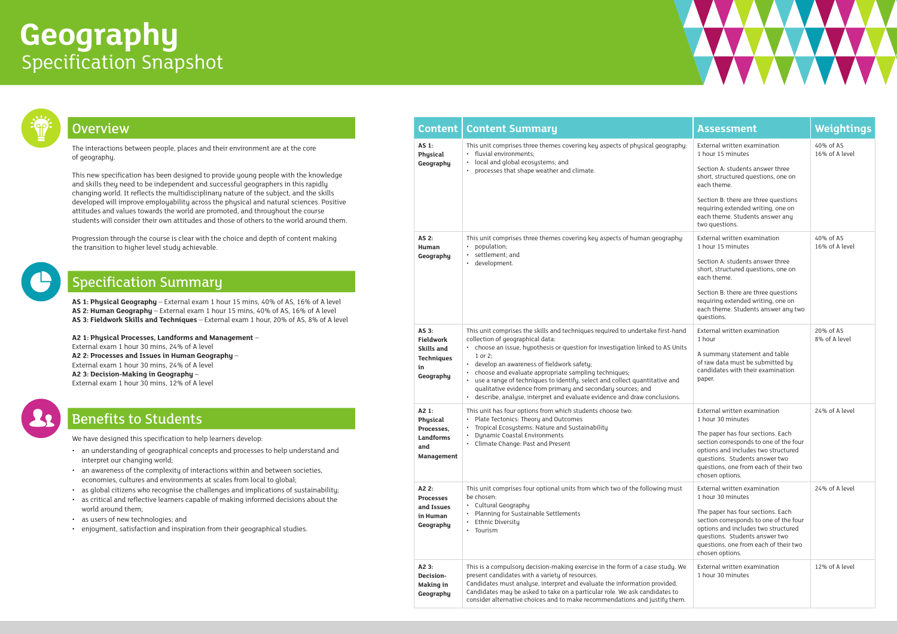# Geography
## Specification Snapshot

## Overview

The interactions between people, places and their environment are at the core of geography.

This new specification has been designed to provide young people with the knowledge and skills they need to be independent and successful geographers in this rapidly changing world. It reflects the multidisciplinary nature of the subject, and the skills developed will improve employability across the physical and natural sciences. Positive attitudes and values towards the world are promoted, and throughout the course students will consider their own attitudes and those of others to the world around them.

Progression through the course is clear with the choice and depth of content making the transition to higher level study achievable.

## Specification Summary

**AS 1: Physical Geography** – External exam 1 hour 15 mins, 40% of AS, 16% of A level
**AS 2: Human Geography** – External exam 1 hour 15 mins, 40% of AS, 16% of A level
**AS 3: Fieldwork Skills and Techniques** – External exam 1 hour, 20% of AS, 8% of A level

**A2 1: Physical Processes, Landforms and Management** – External exam 1 hour 30 mins, 24% of A level
**A2 2: Processes and Issues in Human Geography** – External exam 1 hour 30 mins, 24% of A level
**A2 3: Decision-Making in Geography** – External exam 1 hour 30 mins, 12% of A level

## Benefits to Students

We have designed this specification to help learners develop:

- an understanding of geographical concepts and processes to help understand and interpret our changing world;
- an awareness of the complexity of interactions within and between societies, economies, cultures and environments at scales from local to global;
- as global citizens who recognise the challenges and implications of sustainability;
- as critical and reflective learners capable of making informed decisions about the world around them;
- as users of new technologies; and
- enjoyment, satisfaction and inspiration from their geographical studies.

| Content | Content Summary | Assessment | Weightings |
|---|---|---|---|
| **AS 1: Physical Geography** | This unit comprises three themes covering key aspects of physical geography:<br>• fluvial environments;<br>• local and global ecosystems; and<br>• processes that shape weather and climate. | External written examination<br>1 hour 15 minutes<br><br>Section A: students answer three short, structured questions, one on each theme.<br><br>Section B: there are three questions requiring extended writing, one on each theme. Students answer any two questions. | 40% of AS<br>16% of A level |
| **AS 2: Human Geography** | This unit comprises three themes covering key aspects of human geography:<br>• population;<br>• settlement; and<br>• development. | External written examination<br>1 hour 15 minutes<br><br>Section A: students answer three short, structured questions, one on each theme.<br><br>Section B: there are three questions requiring extended writing, one on each theme. Students answer any two questions. | 40% of AS<br>16% of A level |
| **AS 3: Fieldwork Skills and Techniques in Geography** | This unit comprises the skills and techniques required to undertake first-hand collection of geographical data:<br>• choose an issue, hypothesis or question for investigation linked to AS Units 1 or 2;<br>• develop an awareness of fieldwork safety;<br>• choose and evaluate appropriate sampling techniques;<br>• use a range of techniques to identify, select and collect quantitative and qualitative evidence from primary and secondary sources; and<br>• describe, analyse, interpret and evaluate evidence and draw conclusions. | External written examination<br>1 hour<br><br>A summary statement and table of raw data must be submitted by candidates with their examination paper. | 20% of AS<br>8% of A level |
| **A2 1: Physical Processes, Landforms and Management** | This unit has four options from which students choose two:<br>• Plate Tectonics: Theory and Outcomes<br>• Tropical Ecosystems: Nature and Sustainability<br>• Dynamic Coastal Environments<br>• Climate Change: Past and Present | External written examination<br>1 hour 30 minutes<br><br>The paper has four sections. Each section corresponds to one of the four options and includes two structured questions. Students answer two questions, one from each of their two chosen options. | 24% of A level |
| **A2 2: Processes and Issues in Human Geography** | This unit comprises four optional units from which two of the following must be chosen:<br>• Cultural Geography<br>• Planning for Sustainable Settlements<br>• Ethnic Diversity<br>• Tourism | External written examination<br>1 hour 30 minutes<br><br>The paper has four sections. Each section corresponds to one of the four options and includes two structured questions. Students answer two questions, one from each of their two chosen options. | 24% of A level |
| **A2 3: Decision-Making in Geography** | This is a compulsory decision-making exercise in the form of a case study. We present candidates with a variety of resources.<br>Candidates must analyse, interpret and evaluate the information provided. Candidates may be asked to take on a particular role. We ask candidates to consider alternative choices and to make recommendations and justify them. | External written examination<br>1 hour 30 minutes | 12% of A level |